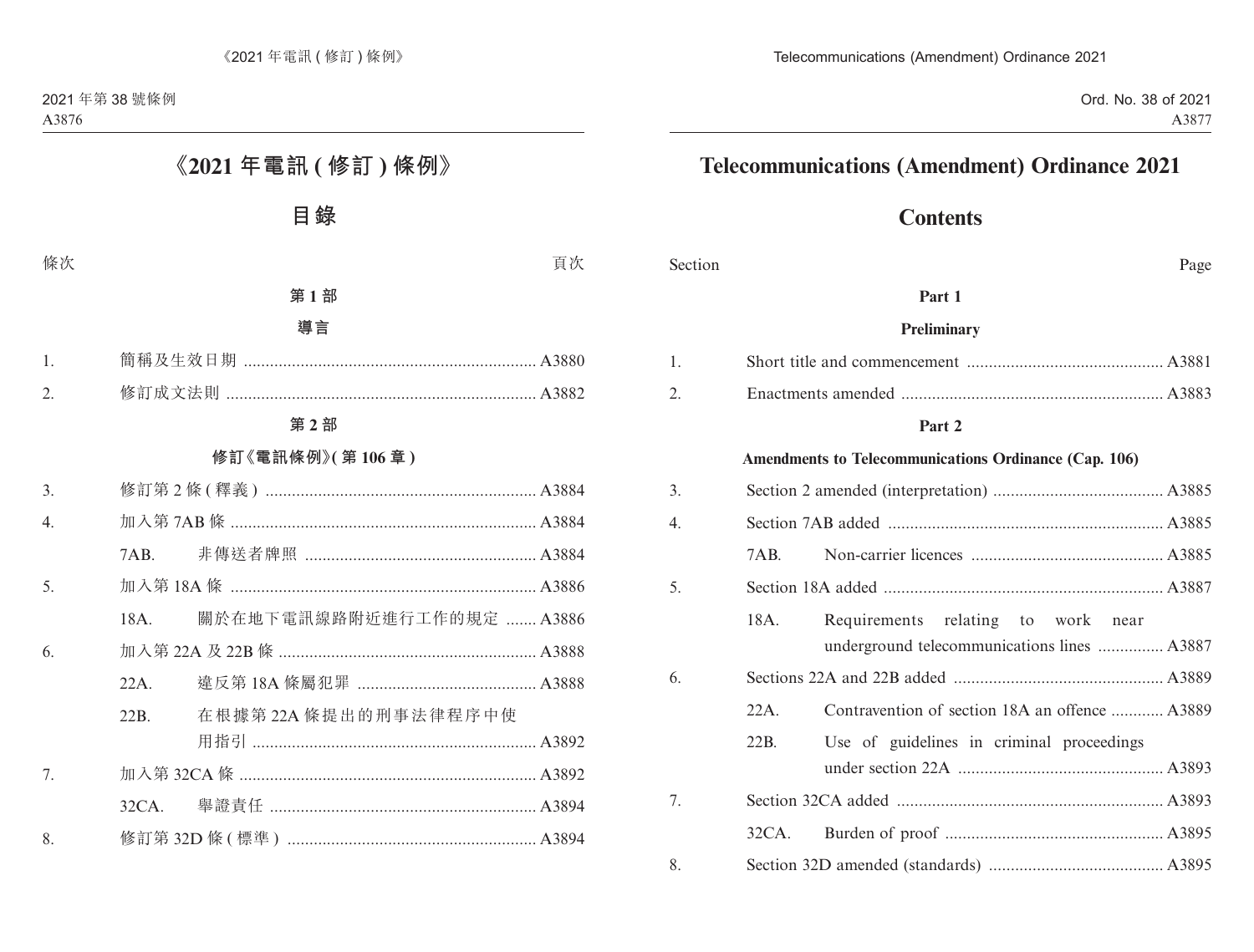# 《2021 年電訊 ( 修訂 ) 條例》

## 目錄

條次 頁次

**第 1 部**

**導言**

1. 簡稱及生效日期 .................................................................. A3880
2. 修訂成文法則 ...................................................................... A3882

**第 2 部**

**修訂《電訊條例》( 第 106 章 )**

3. 修訂第 2 條 ( 釋義 ) ............................................................. A3884
4. 加入第 7AB 條 ..................................................................... A3884
   - 7AB. 非傳送者牌照 .................................................... A3884
5. 加入第 18A 條 ..................................................................... A3886
   - 18A. 關於在地下電訊線路附近進行工作的規定 ....... A3886
6. 加入第 22A 及 22B 條 .......................................................... A3888
   - 22A. 違反第 18A 條屬犯罪 ......................................... A3888
   - 22B. 在根據第 22A 條提出的刑事法律程序中使用指引 ................................................................ A3892
7. 加入第 32CA 條 ................................................................... A3892
   - 32CA. 舉證責任 ............................................................ A3894
8. 修訂第 32D 條 ( 標準 ) ........................................................ A3894

# Telecommunications (Amendment) Ordinance 2021

## Contents

Section Page

**Part 1**

**Preliminary**

1. Short title and commencement ............................................ A3881
2. Enactments amended ........................................................... A3883

**Part 2**

**Amendments to Telecommunications Ordinance (Cap. 106)**

3. Section 2 amended (interpretation) ....................................... A3885
4. Section 7AB added .............................................................. A3885
   - 7AB. Non-carrier licences ............................................ A3885
5. Section 18A added ............................................................... A3887
   - 18A. Requirements relating to work near underground telecommunications lines ............... A3887
6. Sections 22A and 22B added ................................................ A3889
   - 22A. Contravention of section 18A an offence ............ A3889
   - 22B. Use of guidelines in criminal proceedings under section 22A ............................................... A3893
7. Section 32CA added ............................................................ A3893
   - 32CA. Burden of proof ................................................. A3895
8. Section 32D amended (standards) ........................................ A3895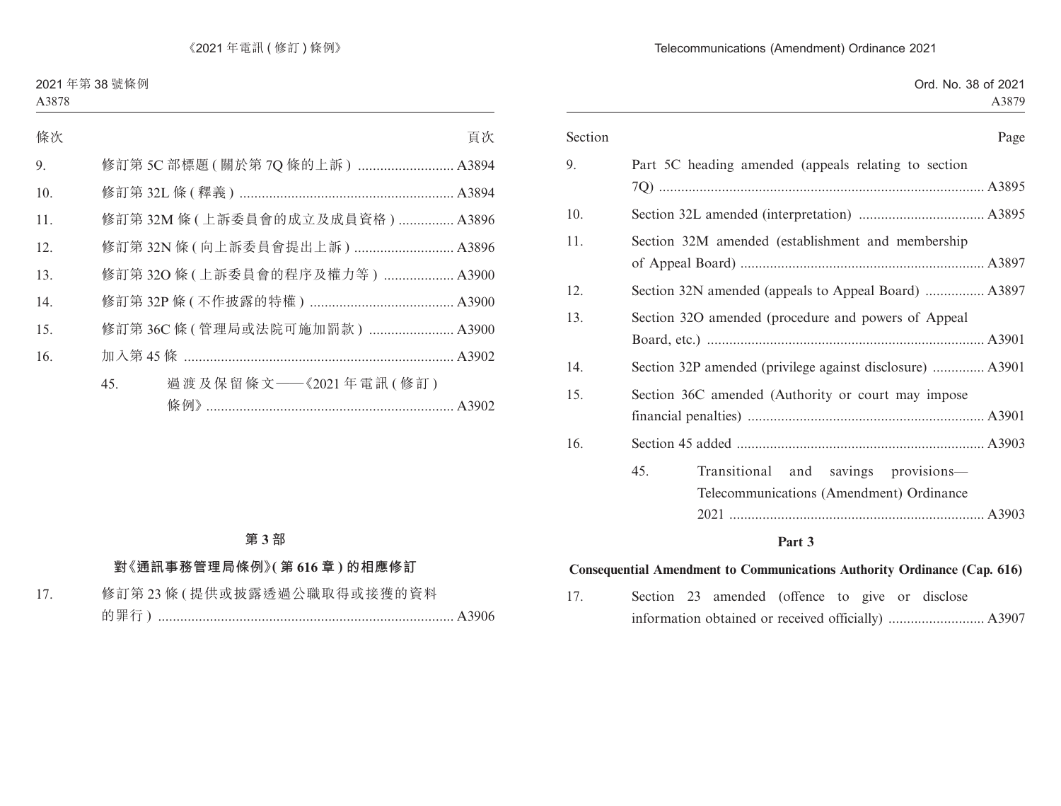| 條次 | | 頁次 |
|---|---|---|
| 9. | 修訂第 5C 部標題 ( 關於第 7Q 條的上訴 ) | A3894 |
| 10. | 修訂第 32L 條 ( 釋義 ) | A3894 |
| 11. | 修訂第 32M 條 ( 上訴委員會的成立及成員資格 ) | A3896 |
| 12. | 修訂第 32N 條 ( 向上訴委員會提出上訴 ) | A3896 |
| 13. | 修訂第 32O 條 ( 上訴委員會的程序及權力等 ) | A3900 |
| 14. | 修訂第 32P 條 ( 不作披露的特權 ) | A3900 |
| 15. | 修訂第 36C 條 ( 管理局或法院可施加罰款 ) | A3900 |
| 16. | 加入第 45 條 | A3902 |
| | 45. 過渡及保留條文——《2021 年電訊 ( 修訂 ) 條例》 | A3902 |

**第 3 部**

**對《通訊事務管理局條例》( 第 616 章 ) 的相應修訂**

| | | |
|---|---|---|
| 17. | 修訂第 23 條 ( 提供或披露透過公職取得或接獲的資料的罪行 ) | A3906 |

| Section | | Page |
|---|---|---|
| 9. | Part 5C heading amended (appeals relating to section 7Q) | A3895 |
| 10. | Section 32L amended (interpretation) | A3895 |
| 11. | Section 32M amended (establishment and membership of Appeal Board) | A3897 |
| 12. | Section 32N amended (appeals to Appeal Board) | A3897 |
| 13. | Section 32O amended (procedure and powers of Appeal Board, etc.) | A3901 |
| 14. | Section 32P amended (privilege against disclosure) | A3901 |
| 15. | Section 36C amended (Authority or court may impose financial penalties) | A3901 |
| 16. | Section 45 added | A3903 |
| | 45. Transitional and savings provisions—Telecommunications (Amendment) Ordinance 2021 | A3903 |

**Part 3**

**Consequential Amendment to Communications Authority Ordinance (Cap. 616)**

| | | |
|---|---|---|
| 17. | Section 23 amended (offence to give or disclose information obtained or received officially) | A3907 |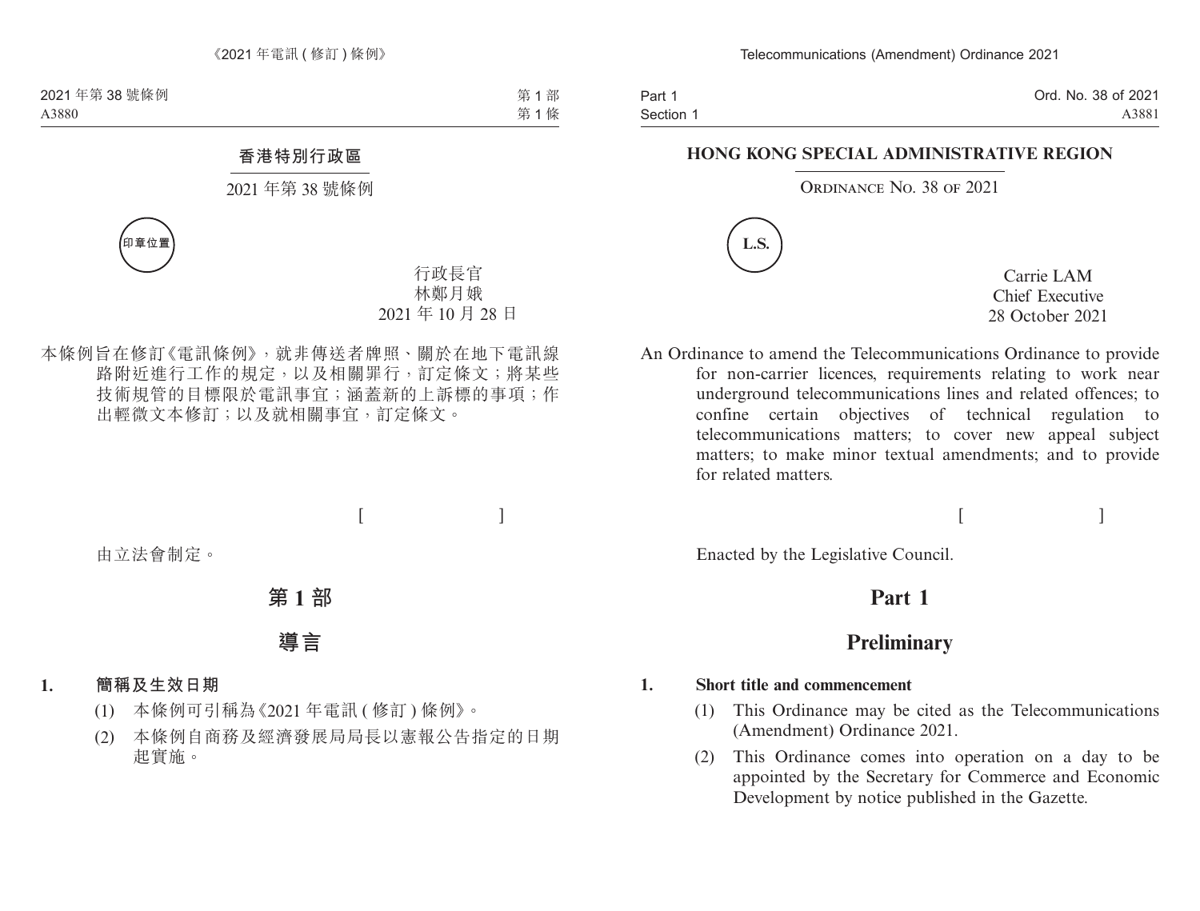**香港特別行政區**

2021 年第 38 號條例

印章位置

行政長官
林鄭月娥
2021 年 10 月 28 日

本條例旨在修訂《電訊條例》，就非傳送者牌照、關於在地下電訊線路附近進行工作的規定，以及相關罪行，訂定條文；將某些技術規管的目標限於電訊事宜；涵蓋新的上訴標的事項；作出輕微文本修訂；以及就相關事宜，訂定條文。

[ ]

由立法會制定。

# 第 1 部

# 導言

**1. 簡稱及生效日期**

(1) 本條例可引稱為《2021 年電訊 ( 修訂 ) 條例》。

(2) 本條例自商務及經濟發展局局長以憲報公告指定的日期起實施。

**HONG KONG SPECIAL ADMINISTRATIVE REGION**

ORDINANCE NO. 38 OF 2021

L.S.

Carrie LAM
Chief Executive
28 October 2021

An Ordinance to amend the Telecommunications Ordinance to provide for non-carrier licences, requirements relating to work near underground telecommunications lines and related offences; to confine certain objectives of technical regulation to telecommunications matters; to cover new appeal subject matters; to make minor textual amendments; and to provide for related matters.

[ ]

Enacted by the Legislative Council.

# Part 1

# Preliminary

**1. Short title and commencement**

(1) This Ordinance may be cited as the Telecommunications (Amendment) Ordinance 2021.

(2) This Ordinance comes into operation on a day to be appointed by the Secretary for Commerce and Economic Development by notice published in the Gazette.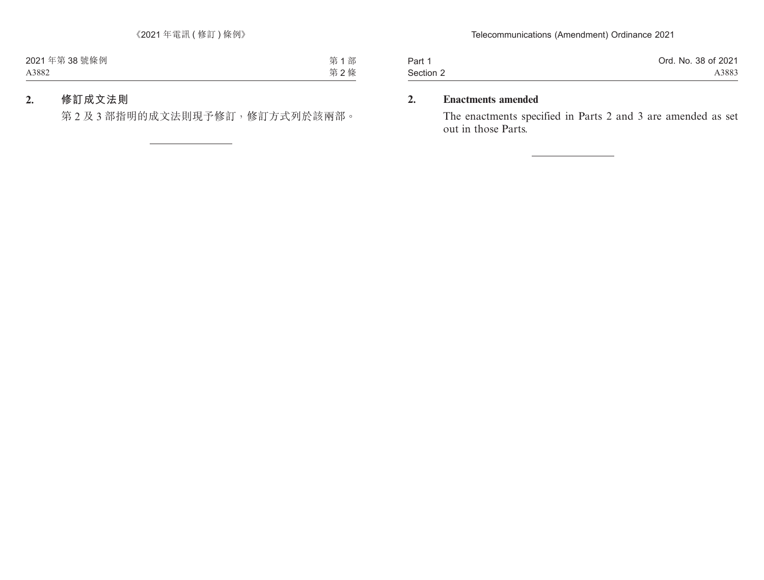**2. 修訂成文法則**

第 2 及 3 部指明的成文法則現予修訂，修訂方式列於該兩部。

---

**2. Enactments amended**

The enactments specified in Parts 2 and 3 are amended as set out in those Parts.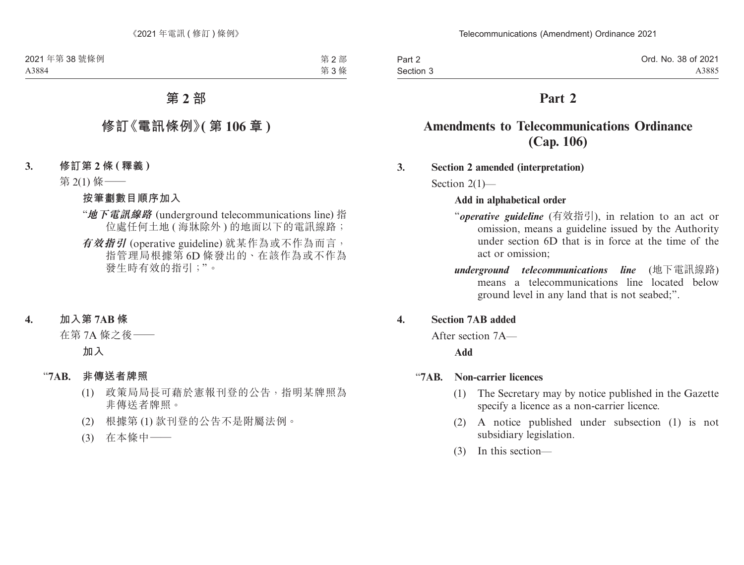# 第 2 部

## 修訂《電訊條例》(第 106 章)

### 3. 修訂第 2 條 (釋義)

第 2(1) 條——

**按筆劃數目順序加入**

“***地下電訊線路*** (underground telecommunications line) 指位處任何土地 (海牀除外) 的地面以下的電訊線路；

***有效指引*** (operative guideline) 就某作為或不作為而言，指管理局根據第 6D 條發出的、在該作為或不作為發生時有效的指引；”。

### 4. 加入第 7AB 條

在第 7A 條之後——

**加入**

“**7AB. 非傳送者牌照**

(1) 政策局局長可藉於憲報刊登的公告，指明某牌照為非傳送者牌照。

(2) 根據第 (1) 款刊登的公告不是附屬法例。

(3) 在本條中——

# Part 2

## Amendments to Telecommunications Ordinance (Cap. 106)

### 3. Section 2 amended (interpretation)

Section 2(1)—

**Add in alphabetical order**

“***operative guideline*** (有效指引), in relation to an act or omission, means a guideline issued by the Authority under section 6D that is in force at the time of the act or omission;

***underground telecommunications line*** (地下電訊線路) means a telecommunications line located below ground level in any land that is not seabed;”.

### 4. Section 7AB added

After section 7A—

**Add**

“**7AB. Non-carrier licences**

(1) The Secretary may by notice published in the Gazette specify a licence as a non-carrier licence.

(2) A notice published under subsection (1) is not subsidiary legislation.

(3) In this section—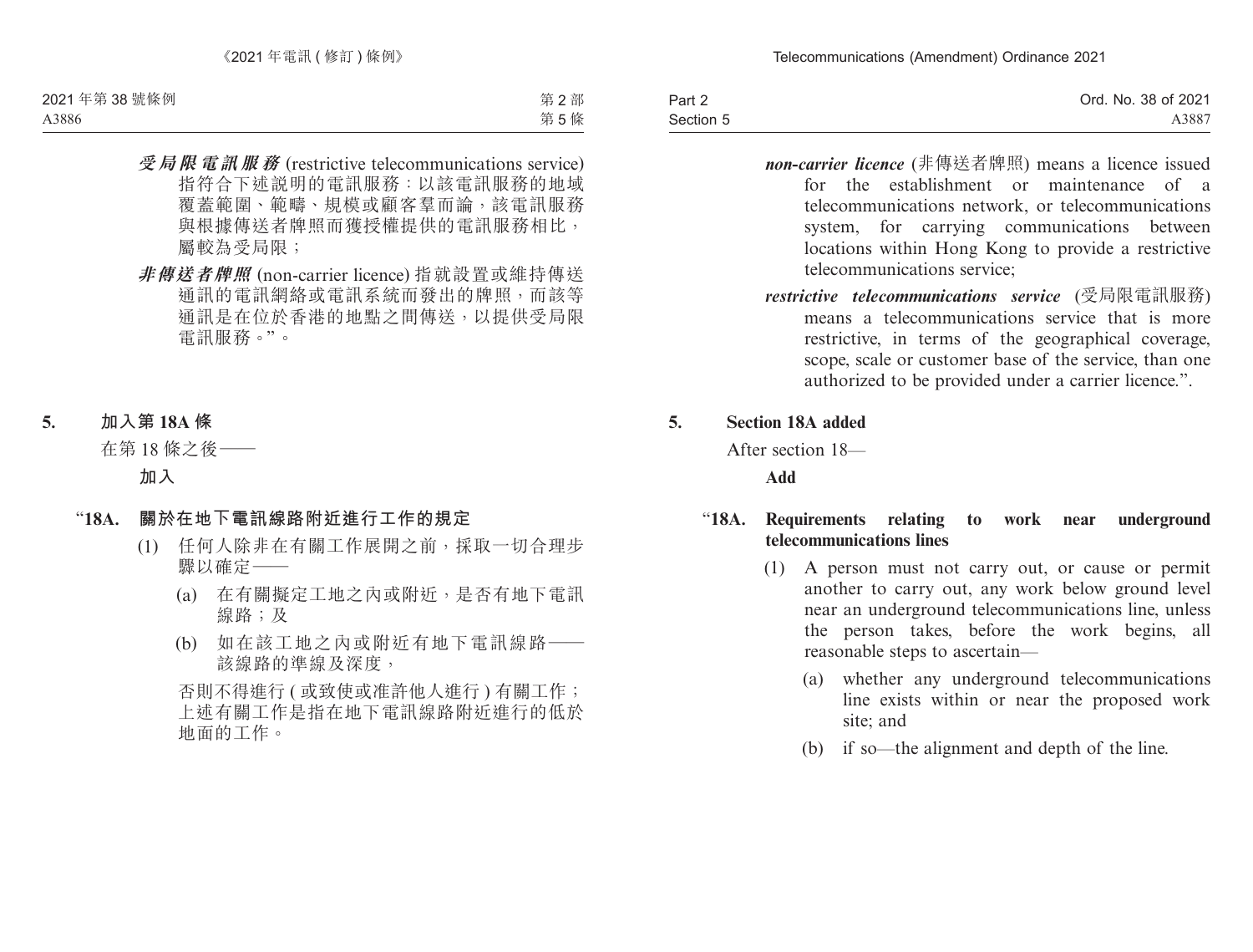***受局限電訊服務*** (restrictive telecommunications service) 指符合下述說明的電訊服務：以該電訊服務的地域覆蓋範圍、範疇、規模或顧客羣而論，該電訊服務與根據傳送者牌照而獲授權提供的電訊服務相比，屬較為受局限；

***非傳送者牌照*** (non-carrier licence) 指就設置或維持傳送通訊的電訊網絡或電訊系統而發出的牌照，而該等通訊是在位於香港的地點之間傳送，以提供受局限電訊服務。”。

**5. 加入第 18A 條**

在第 18 條之後——

**加入**

“**18A. 關於在地下電訊線路附近進行工作的規定**

(1) 任何人除非在有關工作展開之前，採取一切合理步驟以確定——

(a) 在有關擬定工地之內或附近，是否有地下電訊線路；及

(b) 如在該工地之內或附近有地下電訊線路——該線路的準線及深度，

否則不得進行 ( 或致使或准許他人進行 ) 有關工作；上述有關工作是指在地下電訊線路附近進行的低於地面的工作。

***non-carrier licence*** (非傳送者牌照) means a licence issued for the establishment or maintenance of a telecommunications network, or telecommunications system, for carrying communications between locations within Hong Kong to provide a restrictive telecommunications service;

***restrictive telecommunications service*** (受局限電訊服務) means a telecommunications service that is more restrictive, in terms of the geographical coverage, scope, scale or customer base of the service, than one authorized to be provided under a carrier licence.”.

**5. Section 18A added**

After section 18—

**Add**

“**18A. Requirements relating to work near underground telecommunications lines**

(1) A person must not carry out, or cause or permit another to carry out, any work below ground level near an underground telecommunications line, unless the person takes, before the work begins, all reasonable steps to ascertain—

(a) whether any underground telecommunications line exists within or near the proposed work site; and

(b) if so—the alignment and depth of the line.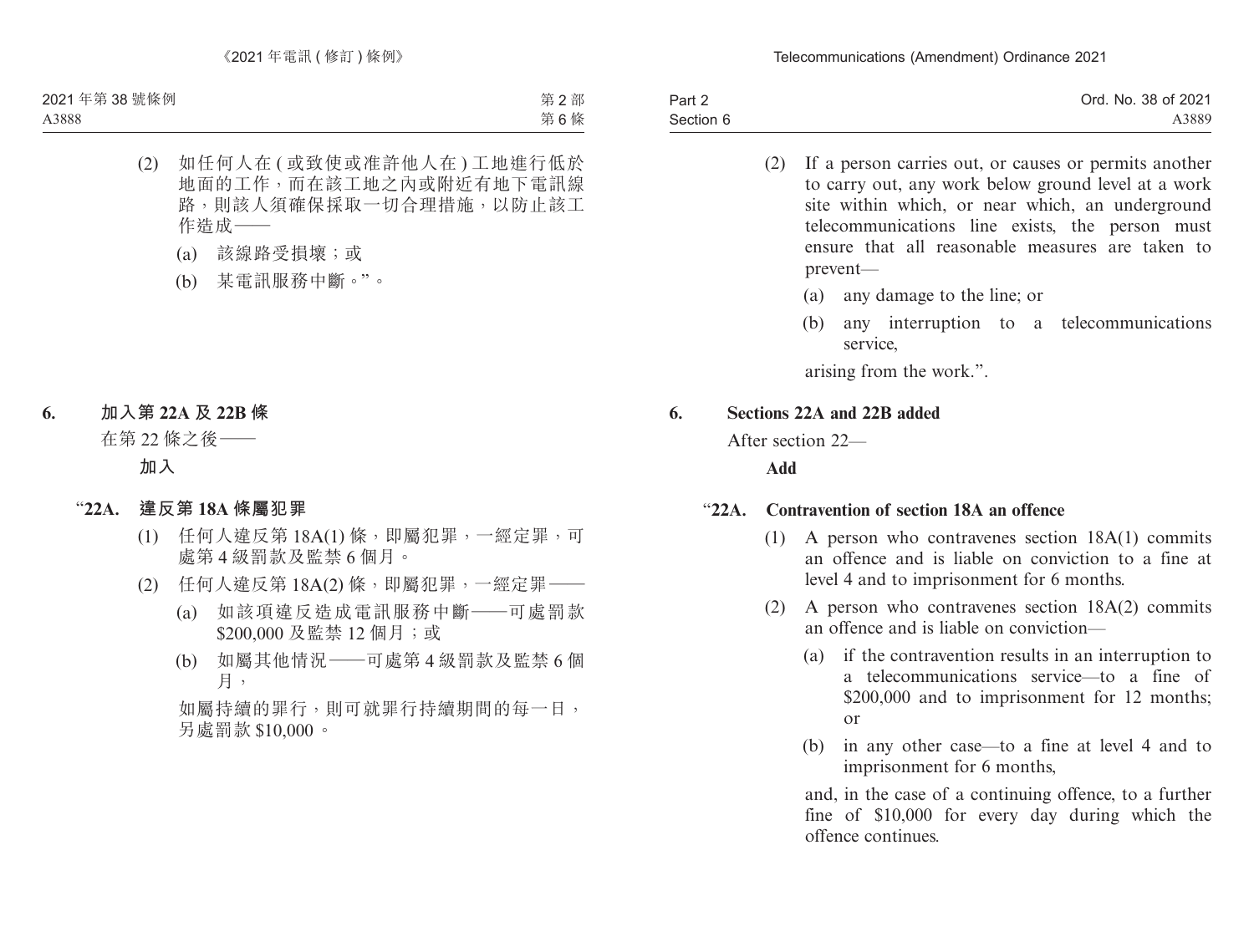(2) 如任何人在 (或致使或准許他人在) 工地進行低於地面的工作，而在該工地之內或附近有地下電訊線路，則該人須確保採取一切合理措施，以防止該工作造成——

(a) 該線路受損壞；或

(b) 某電訊服務中斷。”。

## 6. 加入第 22A 及 22B 條

在第 22 條之後——

**加入**

### “22A. 違反第 18A 條屬犯罪

(1) 任何人違反第 18A(1) 條，即屬犯罪，一經定罪，可處第 4 級罰款及監禁 6 個月。

(2) 任何人違反第 18A(2) 條，即屬犯罪，一經定罪——

(a) 如該項違反造成電訊服務中斷——可處罰款 $200,000 及監禁 12 個月；或

(b) 如屬其他情況——可處第 4 級罰款及監禁 6 個月，

如屬持續的罪行，則可就罪行持續期間的每一日，另處罰款 $10,000。

(2) If a person carries out, or causes or permits another to carry out, any work below ground level at a work site within which, or near which, an underground telecommunications line exists, the person must ensure that all reasonable measures are taken to prevent—

(a) any damage to the line; or

(b) any interruption to a telecommunications service,

arising from the work.”.

## 6. Sections 22A and 22B added

After section 22—

**Add**

### “22A. Contravention of section 18A an offence

(1) A person who contravenes section 18A(1) commits an offence and is liable on conviction to a fine at level 4 and to imprisonment for 6 months.

(2) A person who contravenes section 18A(2) commits an offence and is liable on conviction—

(a) if the contravention results in an interruption to a telecommunications service—to a fine of $200,000 and to imprisonment for 12 months; or

(b) in any other case—to a fine at level 4 and to imprisonment for 6 months,

and, in the case of a continuing offence, to a further fine of $10,000 for every day during which the offence continues.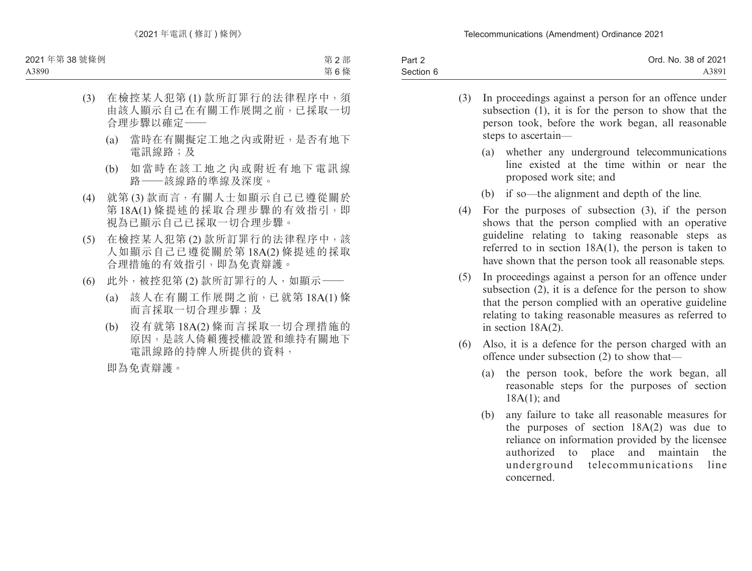(3) 在檢控某人犯第 (1) 款所訂罪行的法律程序中，須由該人顯示自己在有關工作展開之前，已採取一切合理步驟以確定——

(a) 當時在有關擬定工地之內或附近，是否有地下電訊線路；及

(b) 如當時在該工地之內或附近有地下電訊線路——該線路的準線及深度。

(4) 就第 (3) 款而言，有關人士如顯示自己已遵從關於第 18A(1) 條提述的採取合理步驟的有效指引，即視為已顯示自己已採取一切合理步驟。

(5) 在檢控某人犯第 (2) 款所訂罪行的法律程序中，該人如顯示自己已遵從關於第 18A(2) 條提述的採取合理措施的有效指引，即為免責辯護。

(6) 此外，被控犯第 (2) 款所訂罪行的人，如顯示——

(a) 該人在有關工作展開之前，已就第 18A(1) 條而言採取一切合理步驟；及

(b) 沒有就第 18A(2) 條而言採取一切合理措施的原因，是該人倚賴獲授權設置和維持有關地下電訊線路的持牌人所提供的資料，

即為免責辯護。

(3) In proceedings against a person for an offence under subsection (1), it is for the person to show that the person took, before the work began, all reasonable steps to ascertain—

(a) whether any underground telecommunications line existed at the time within or near the proposed work site; and

(b) if so—the alignment and depth of the line.

(4) For the purposes of subsection (3), if the person shows that the person complied with an operative guideline relating to taking reasonable steps as referred to in section 18A(1), the person is taken to have shown that the person took all reasonable steps.

(5) In proceedings against a person for an offence under subsection (2), it is a defence for the person to show that the person complied with an operative guideline relating to taking reasonable measures as referred to in section 18A(2).

(6) Also, it is a defence for the person charged with an offence under subsection (2) to show that—

(a) the person took, before the work began, all reasonable steps for the purposes of section 18A(1); and

(b) any failure to take all reasonable measures for the purposes of section 18A(2) was due to reliance on information provided by the licensee authorized to place and maintain the underground telecommunications line concerned.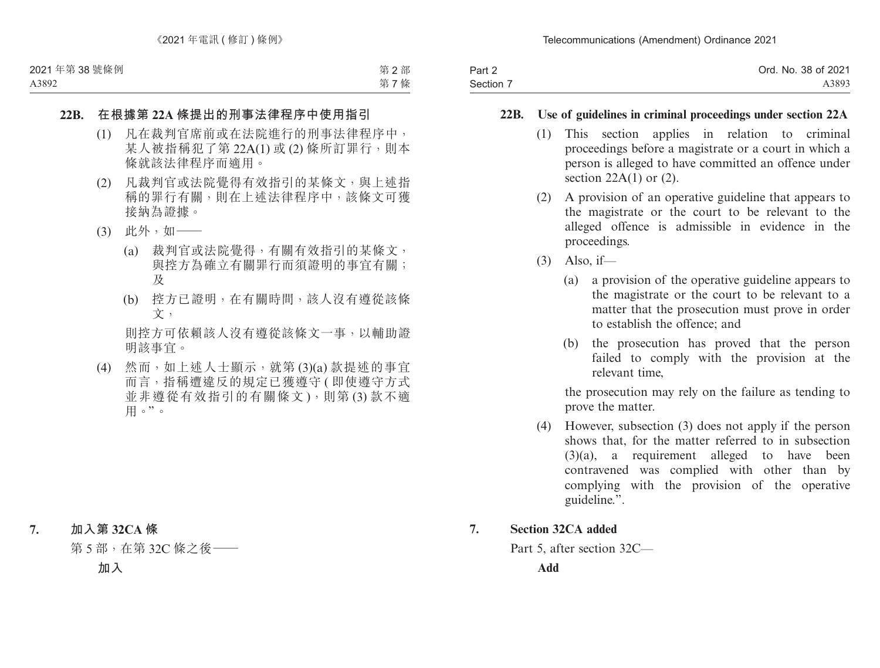**22B. 在根據第 22A 條提出的刑事法律程序中使用指引**

(1) 凡在裁判官席前或在法院進行的刑事法律程序中，某人被指稱犯了第 22A(1) 或 (2) 條所訂罪行，則本條就該法律程序而適用。

(2) 凡裁判官或法院覺得有效指引的某條文，與上述指稱的罪行有關，則在上述法律程序中，該條文可獲接納為證據。

(3) 此外，如——

(a) 裁判官或法院覺得，有關有效指引的某條文，與控方為確立有關罪行而須證明的事宜有關；及

(b) 控方已證明，在有關時間，該人沒有遵從該條文，

則控方可依賴該人沒有遵從該條文一事，以輔助證明該事宜。

(4) 然而，如上述人士顯示，就第 (3)(a) 款提述的事宜而言，指稱遭違反的規定已獲遵守 ( 即使遵守方式並非遵從有效指引的有關條文 )，則第 (3) 款不適用。”。

**7. 加入第 32CA 條**

第 5 部，在第 32C 條之後——

**加入**

**22B. Use of guidelines in criminal proceedings under section 22A**

(1) This section applies in relation to criminal proceedings before a magistrate or a court in which a person is alleged to have committed an offence under section 22A(1) or (2).

(2) A provision of an operative guideline that appears to the magistrate or the court to be relevant to the alleged offence is admissible in evidence in the proceedings.

(3) Also, if—

(a) a provision of the operative guideline appears to the magistrate or the court to be relevant to a matter that the prosecution must prove in order to establish the offence; and

(b) the prosecution has proved that the person failed to comply with the provision at the relevant time,

the prosecution may rely on the failure as tending to prove the matter.

(4) However, subsection (3) does not apply if the person shows that, for the matter referred to in subsection (3)(a), a requirement alleged to have been contravened was complied with other than by complying with the provision of the operative guideline.”.

**7. Section 32CA added**

Part 5, after section 32C—

**Add**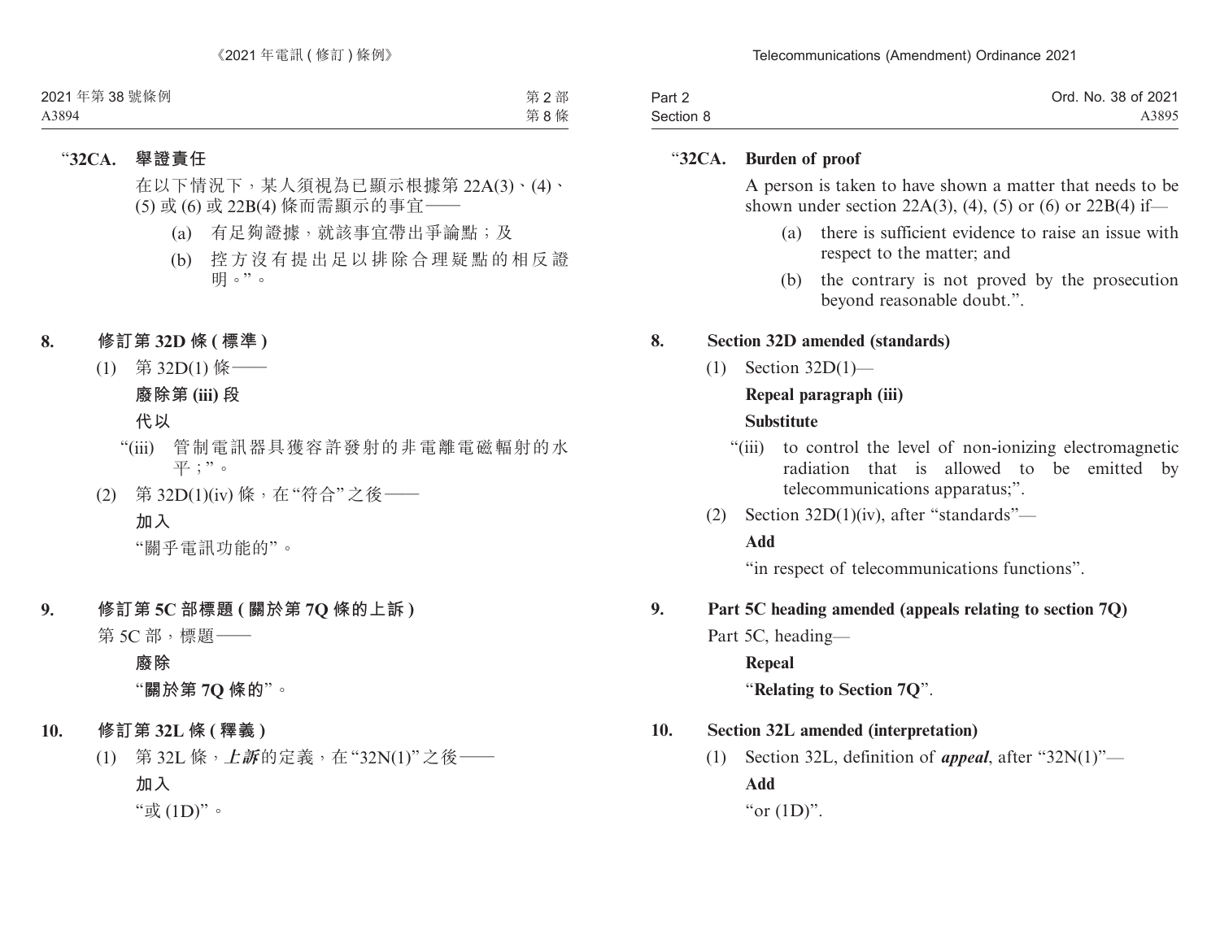“**32CA. 舉證責任**

在以下情況下，某人須視為已顯示根據第 22A(3)、(4)、(5) 或 (6) 或 22B(4) 條而需顯示的事宜——

(a) 有足夠證據，就該事宜帶出爭論點；及

(b) 控方沒有提出足以排除合理疑點的相反證明。”。

**8. 修訂第 32D 條 (標準)**

(1) 第 32D(1) 條——

**廢除第 (iii) 段**

**代以**

“(iii) 管制電訊器具獲容許發射的非電離電磁輻射的水平；”。

(2) 第 32D(1)(iv) 條，在“符合”之後——

**加入**

“關乎電訊功能的”。

**9. 修訂第 5C 部標題 (關於第 7Q 條的上訴)**

第 5C 部，標題——

**廢除**

“**關於第 7Q 條的**”。

**10. 修訂第 32L 條 (釋義)**

(1) 第 32L 條，***上訴***的定義，在“32N(1)”之後——

**加入**

“或 (1D)”。

“**32CA. Burden of proof**

A person is taken to have shown a matter that needs to be shown under section 22A(3), (4), (5) or (6) or 22B(4) if—

(a) there is sufficient evidence to raise an issue with respect to the matter; and

(b) the contrary is not proved by the prosecution beyond reasonable doubt.”.

**8. Section 32D amended (standards)**

(1) Section 32D(1)—

**Repeal paragraph (iii)**

**Substitute**

“(iii) to control the level of non-ionizing electromagnetic radiation that is allowed to be emitted by telecommunications apparatus;”.

(2) Section 32D(1)(iv), after “standards”—

**Add**

“in respect of telecommunications functions”.

**9. Part 5C heading amended (appeals relating to section 7Q)**

Part 5C, heading—

**Repeal**

“**Relating to Section 7Q**”.

**10. Section 32L amended (interpretation)**

(1) Section 32L, definition of ***appeal***, after “32N(1)”—

**Add**

“or (1D)”.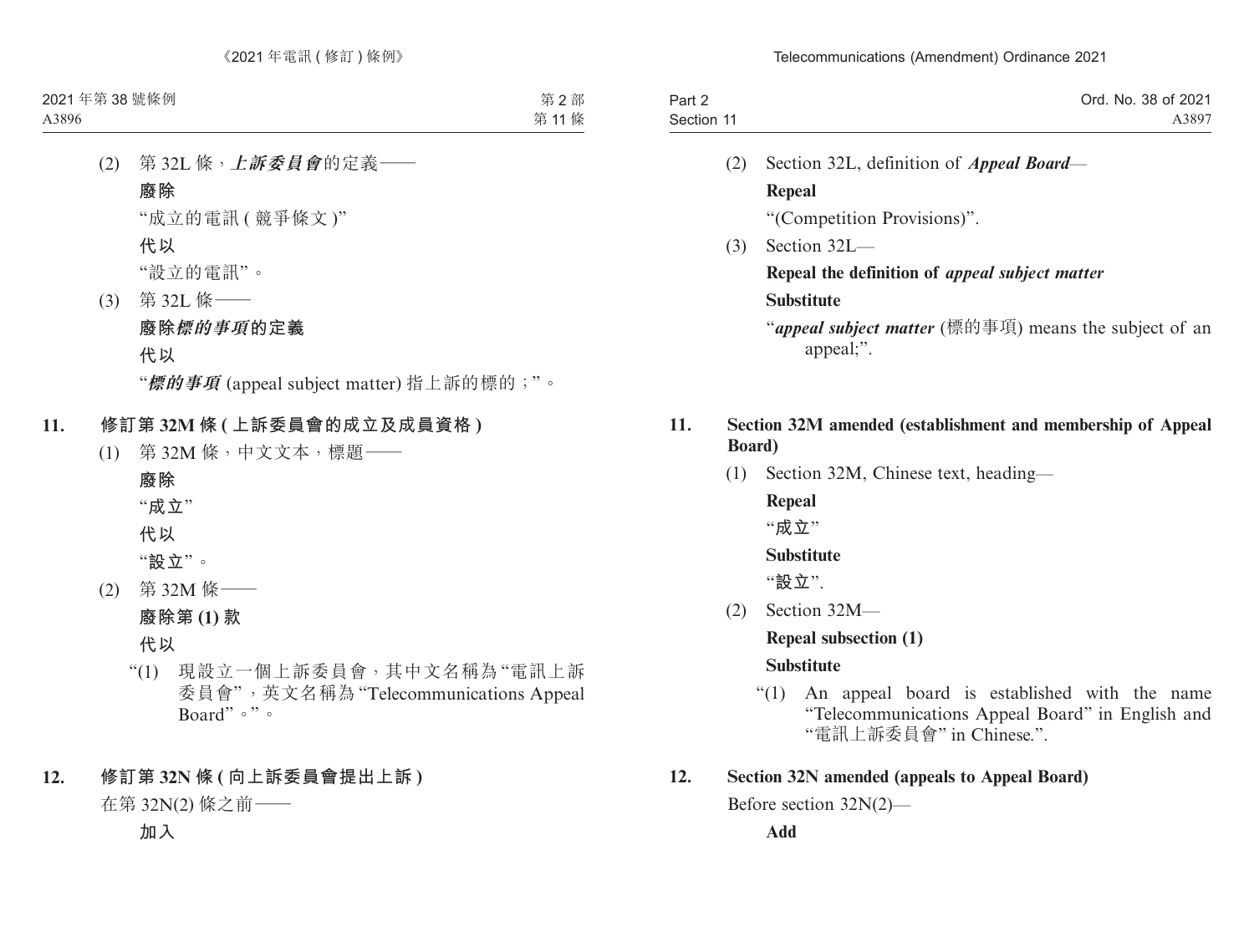(2) 第 32L 條，***上訴委員會***的定義——

**廢除**

"成立的電訊 ( 競爭條文 )"

**代以**

"設立的電訊"。

(3) 第 32L 條——

**廢除*標的事項*的定義**

**代以**

"***標的事項*** (appeal subject matter) 指上訴的標的；"。

## 11. 修訂第 32M 條 ( 上訴委員會的成立及成員資格 )

(1) 第 32M 條，中文文本，標題——

**廢除**

"**成立**"

**代以**

"**設立**"。

(2) 第 32M 條——

**廢除第 (1) 款**

**代以**

"(1) 現設立一個上訴委員會，其中文名稱為 "電訊上訴委員會"，英文名稱為 "Telecommunications Appeal Board"。"。

## 12. 修訂第 32N 條 ( 向上訴委員會提出上訴 )

在第 32N(2) 條之前——

**加入**

---

(2) Section 32L, definition of ***Appeal Board***—

**Repeal**

"(Competition Provisions)".

(3) Section 32L—

**Repeal the definition of *appeal subject matter***

**Substitute**

"***appeal subject matter*** (標的事項) means the subject of an appeal;".

## 11. Section 32M amended (establishment and membership of Appeal Board)

(1) Section 32M, Chinese text, heading—

**Repeal**

"**成立**"

**Substitute**

"**設立**".

(2) Section 32M—

**Repeal subsection (1)**

**Substitute**

"(1) An appeal board is established with the name "Telecommunications Appeal Board" in English and "電訊上訴委員會" in Chinese.".

## 12. Section 32N amended (appeals to Appeal Board)

Before section 32N(2)—

**Add**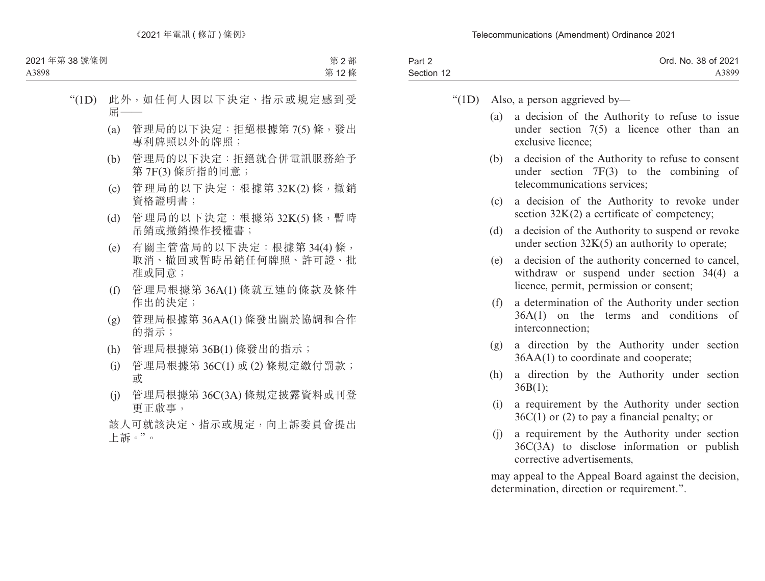“(1D) 此外，如任何人因以下決定、指示或規定感到受屈——

(a) 管理局的以下決定：拒絕根據第 7(5) 條，發出專利牌照以外的牌照；

(b) 管理局的以下決定：拒絕就合併電訊服務給予第 7F(3) 條所指的同意；

(c) 管理局的以下決定：根據第 32K(2) 條，撤銷資格證明書；

(d) 管理局的以下決定：根據第 32K(5) 條，暫時吊銷或撤銷操作授權書；

(e) 有關主管當局的以下決定：根據第 34(4) 條，取消、撤回或暫時吊銷任何牌照、許可證、批准或同意；

(f) 管理局根據第 36A(1) 條就互連的條款及條件作出的決定；

(g) 管理局根據第 36AA(1) 條發出關於協調和合作的指示；

(h) 管理局根據第 36B(1) 條發出的指示；

(i) 管理局根據第 36C(1) 或 (2) 條規定繳付罰款；或

(j) 管理局根據第 36C(3A) 條規定披露資料或刊登更正啟事，

該人可就該決定、指示或規定，向上訴委員會提出上訴。”。

“(1D) Also, a person aggrieved by—

(a) a decision of the Authority to refuse to issue under section 7(5) a licence other than an exclusive licence;

(b) a decision of the Authority to refuse to consent under section 7F(3) to the combining of telecommunications services;

(c) a decision of the Authority to revoke under section 32K(2) a certificate of competency;

(d) a decision of the Authority to suspend or revoke under section 32K(5) an authority to operate;

(e) a decision of the authority concerned to cancel, withdraw or suspend under section 34(4) a licence, permit, permission or consent;

(f) a determination of the Authority under section 36A(1) on the terms and conditions of interconnection;

(g) a direction by the Authority under section 36AA(1) to coordinate and cooperate;

(h) a direction by the Authority under section 36B(1);

(i) a requirement by the Authority under section 36C(1) or (2) to pay a financial penalty; or

(j) a requirement by the Authority under section 36C(3A) to disclose information or publish corrective advertisements,

may appeal to the Appeal Board against the decision, determination, direction or requirement.”.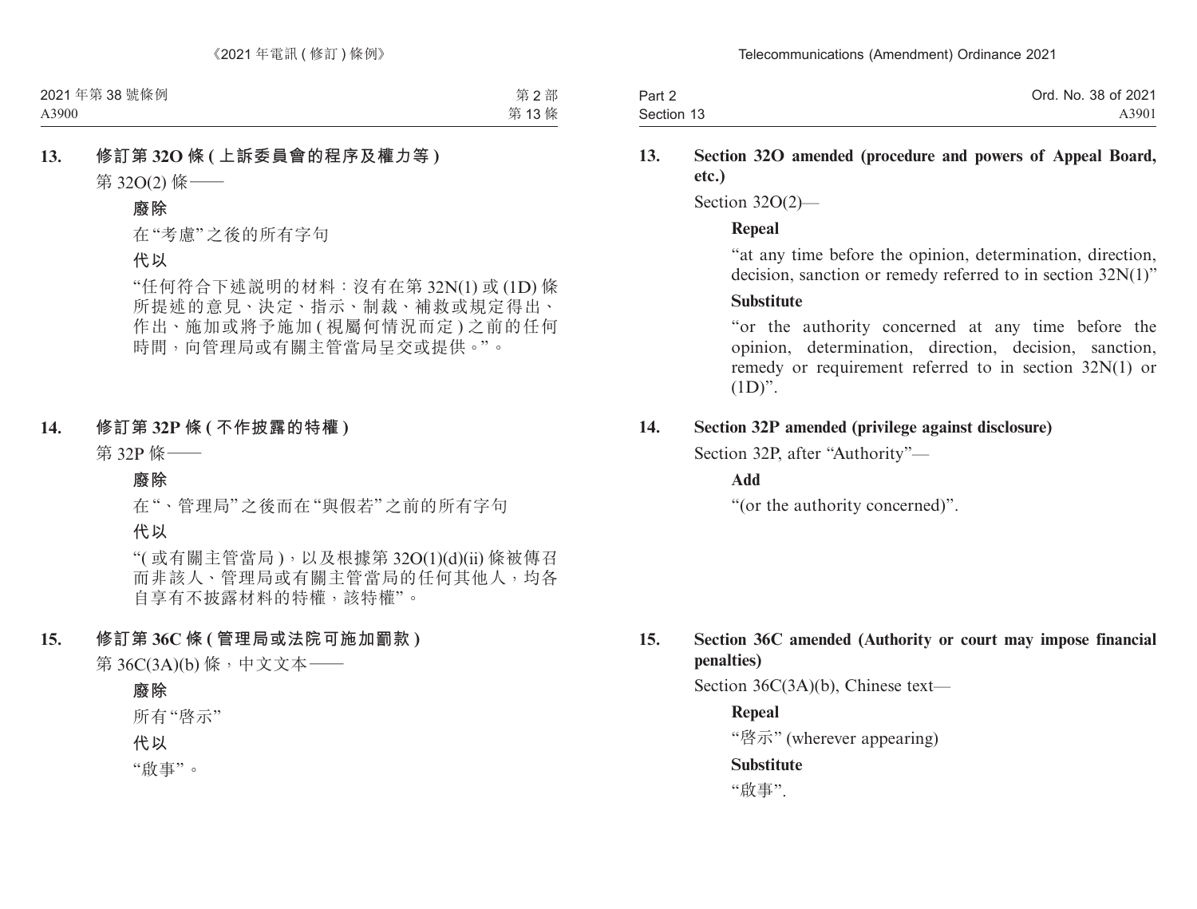**13. 修訂第 32O 條 (上訴委員會的程序及權力等)**

第 32O(2) 條——

**廢除**

在“考慮”之後的所有字句

**代以**

“任何符合下述説明的材料:沒有在第 32N(1) 或 (1D) 條所提述的意見、決定、指示、制裁、補救或規定得出、作出、施加或將予施加 (視屬何情況而定) 之前的任何時間,向管理局或有關主管當局呈交或提供。”。

**14. 修訂第 32P 條 (不作披露的特權)**

第 32P 條——

**廢除**

在“、管理局”之後而在“與假若”之前的所有字句

**代以**

“(或有關主管當局),以及根據第 32O(1)(d)(ii) 條被傳召而非該人、管理局或有關主管當局的任何其他人,均各自享有不披露材料的特權,該特權”。

**15. 修訂第 36C 條 (管理局或法院可施加罰款)**

第 36C(3A)(b) 條,中文文本——

**廢除**

所有“啓示”

**代以**

“啟事”。

**13. Section 32O amended (procedure and powers of Appeal Board, etc.)**

Section 32O(2)—

**Repeal**

“at any time before the opinion, determination, direction, decision, sanction or remedy referred to in section 32N(1)”

**Substitute**

“or the authority concerned at any time before the opinion, determination, direction, decision, sanction, remedy or requirement referred to in section 32N(1) or (1D)”.

**14. Section 32P amended (privilege against disclosure)**

Section 32P, after “Authority”—

**Add**

“(or the authority concerned)”.

**15. Section 36C amended (Authority or court may impose financial penalties)**

Section 36C(3A)(b), Chinese text—

**Repeal**

“啓示” (wherever appearing)

**Substitute**

“啟事”.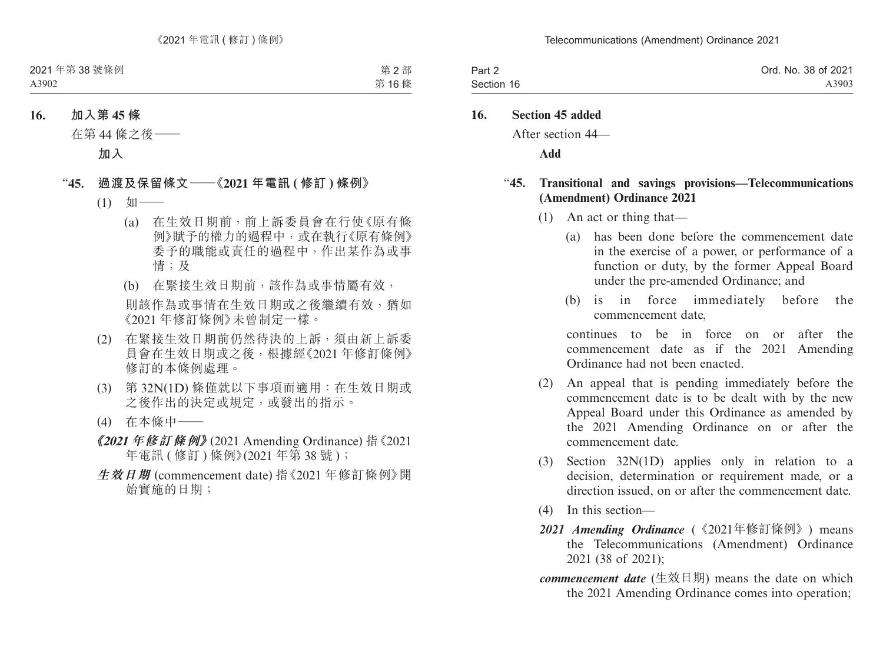**16. 加入第 45 條**

在第 44 條之後——

**加入**

“**45. 過渡及保留條文——《2021 年電訊 ( 修訂 ) 條例》**

(1) 如——

(a) 在生效日期前，前上訴委員會在行使《原有條例》賦予的權力的過程中，或在執行《原有條例》委予的職能或責任的過程中，作出某作為或事情；及

(b) 在緊接生效日期前，該作為或事情屬有效，

則該作為或事情在生效日期或之後繼續有效，猶如《2021 年修訂條例》未曾制定一樣。

(2) 在緊接生效日期前仍然待決的上訴，須由新上訴委員會在生效日期或之後，根據經《2021 年修訂條例》修訂的本條例處理。

(3) 第 32N(1D) 條僅就以下事項而適用：在生效日期或之後作出的決定或規定，或發出的指示。

(4) 在本條中——

***《2021 年修訂條例》*** (2021 Amending Ordinance) 指《2021 年電訊 ( 修訂 ) 條例》(2021 年第 38 號 )；

***生效日期*** (commencement date) 指《2021 年修訂條例》開始實施的日期；

**16. Section 45 added**

After section 44—

**Add**

“**45. Transitional and savings provisions—Telecommunications (Amendment) Ordinance 2021**

(1) An act or thing that—

(a) has been done before the commencement date in the exercise of a power, or performance of a function or duty, by the former Appeal Board under the pre-amended Ordinance; and

(b) is in force immediately before the commencement date,

continues to be in force on or after the commencement date as if the 2021 Amending Ordinance had not been enacted.

(2) An appeal that is pending immediately before the commencement date is to be dealt with by the new Appeal Board under this Ordinance as amended by the 2021 Amending Ordinance on or after the commencement date.

(3) Section 32N(1D) applies only in relation to a decision, determination or requirement made, or a direction issued, on or after the commencement date.

(4) In this section—

***2021 Amending Ordinance*** (《2021年修訂條例》) means the Telecommunications (Amendment) Ordinance 2021 (38 of 2021);

***commencement date*** (生效日期) means the date on which the 2021 Amending Ordinance comes into operation;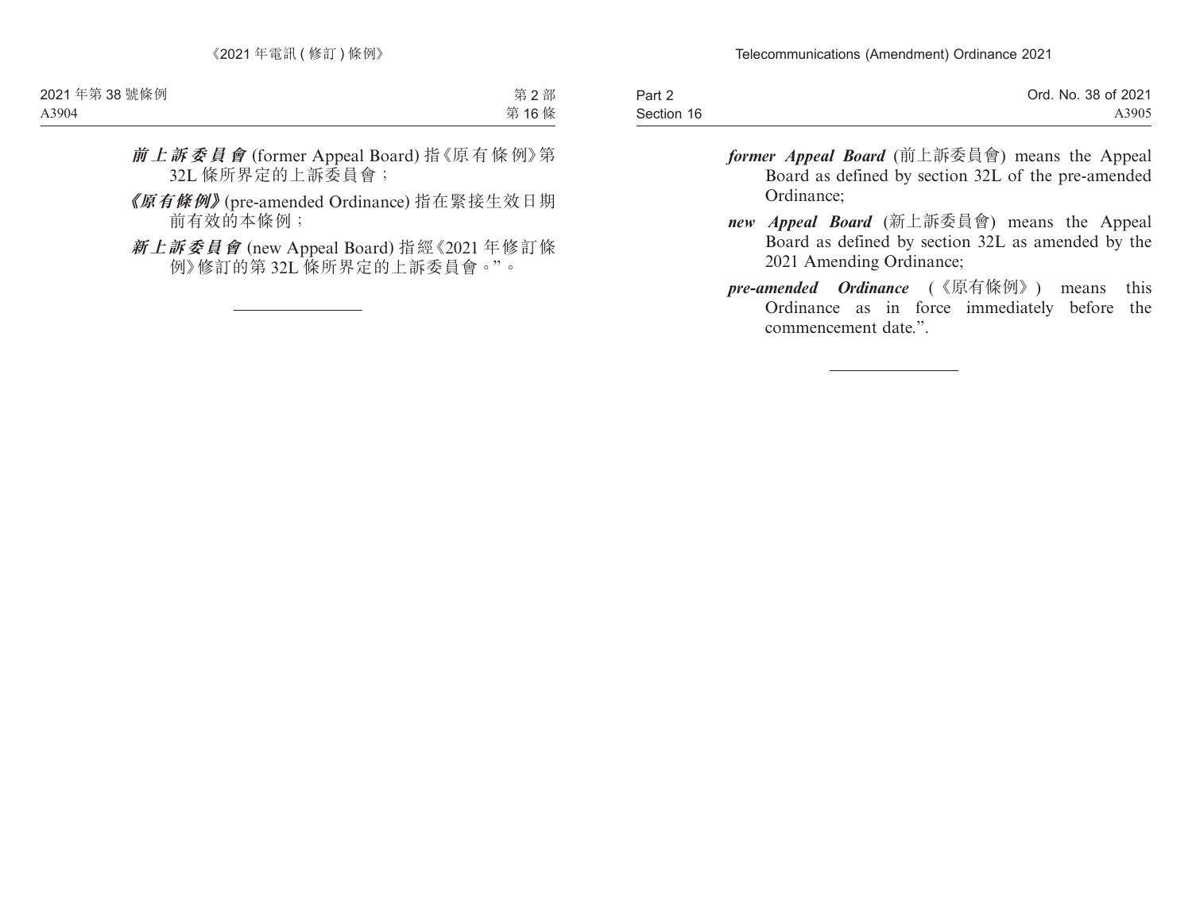***前上訴委員會*** (former Appeal Board) 指《原有條例》第32L 條所界定的上訴委員會；

***《原有條例》*** (pre-amended Ordinance) 指在緊接生效日期前有效的本條例；

***新上訴委員會*** (new Appeal Board) 指經《2021 年修訂條例》修訂的第 32L 條所界定的上訴委員會。”。

---

***former Appeal Board*** (前上訴委員會) means the Appeal Board as defined by section 32L of the pre-amended Ordinance;

***new Appeal Board*** (新上訴委員會) means the Appeal Board as defined by section 32L as amended by the 2021 Amending Ordinance;

***pre-amended Ordinance*** (《原有條例》) means this Ordinance as in force immediately before the commencement date.”.

---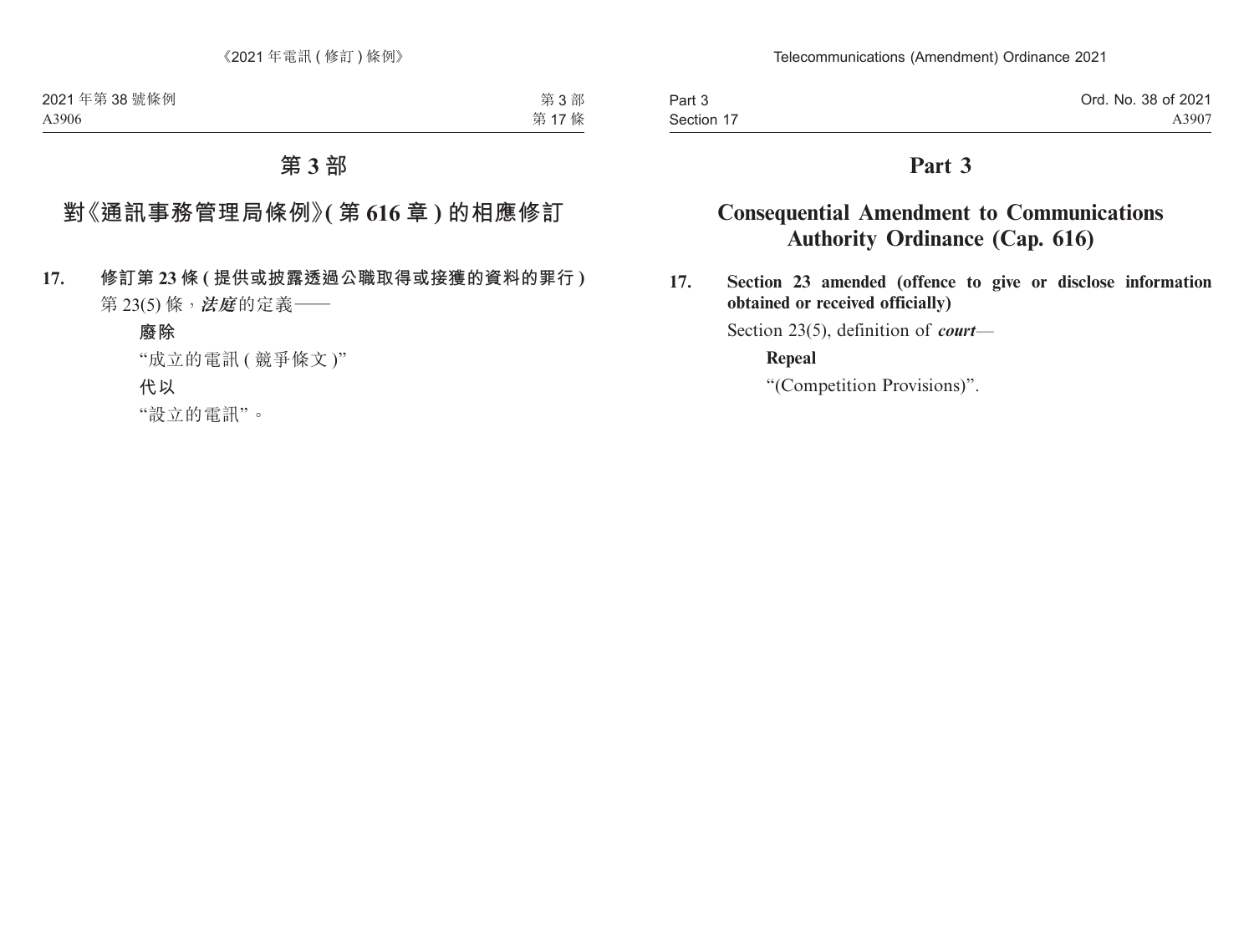# 第 3 部

## 對《通訊事務管理局條例》(第 616 章) 的相應修訂

**17. 修訂第 23 條 (提供或披露透過公職取得或接獲的資料的罪行)**

第 23(5) 條，***法庭***的定義——

**廢除**

“成立的電訊 (競爭條文)”

**代以**

“設立的電訊”。

# Part 3

## Consequential Amendment to Communications Authority Ordinance (Cap. 616)

**17. Section 23 amended (offence to give or disclose information obtained or received officially)**

Section 23(5), definition of ***court***—

**Repeal**

“(Competition Provisions)”.